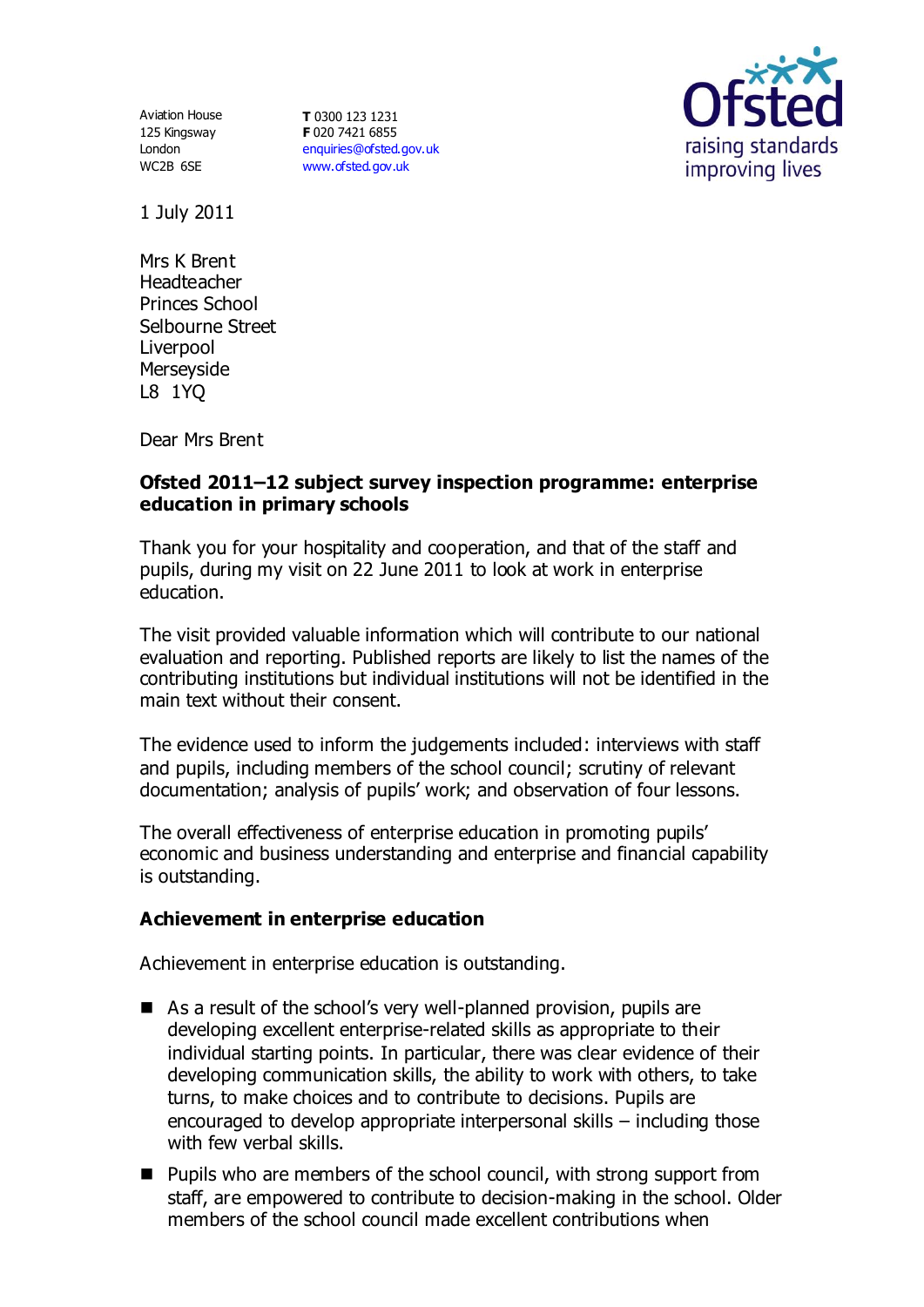Aviation House
125 Kingsway
London
WC2B 6SE

**T** 0300 123 1231
**F** 020 7421 6855
enquiries@ofsted.gov.uk
www.ofsted.gov.uk

Ofsted
raising standards
improving lives

1 July 2011

Mrs K Brent
Headteacher
Princes School
Selbourne Street
Liverpool
Merseyside
L8 1YQ

Dear Mrs Brent

**Ofsted 2011–12 subject survey inspection programme: enterprise education in primary schools**

Thank you for your hospitality and cooperation, and that of the staff and pupils, during my visit on 22 June 2011 to look at work in enterprise education.

The visit provided valuable information which will contribute to our national evaluation and reporting. Published reports are likely to list the names of the contributing institutions but individual institutions will not be identified in the main text without their consent.

The evidence used to inform the judgements included: interviews with staff and pupils, including members of the school council; scrutiny of relevant documentation; analysis of pupils' work; and observation of four lessons.

The overall effectiveness of enterprise education in promoting pupils' economic and business understanding and enterprise and financial capability is outstanding.

**Achievement in enterprise education**

Achievement in enterprise education is outstanding.

- As a result of the school's very well-planned provision, pupils are developing excellent enterprise-related skills as appropriate to their individual starting points. In particular, there was clear evidence of their developing communication skills, the ability to work with others, to take turns, to make choices and to contribute to decisions. Pupils are encouraged to develop appropriate interpersonal skills – including those with few verbal skills.
- Pupils who are members of the school council, with strong support from staff, are empowered to contribute to decision-making in the school. Older members of the school council made excellent contributions when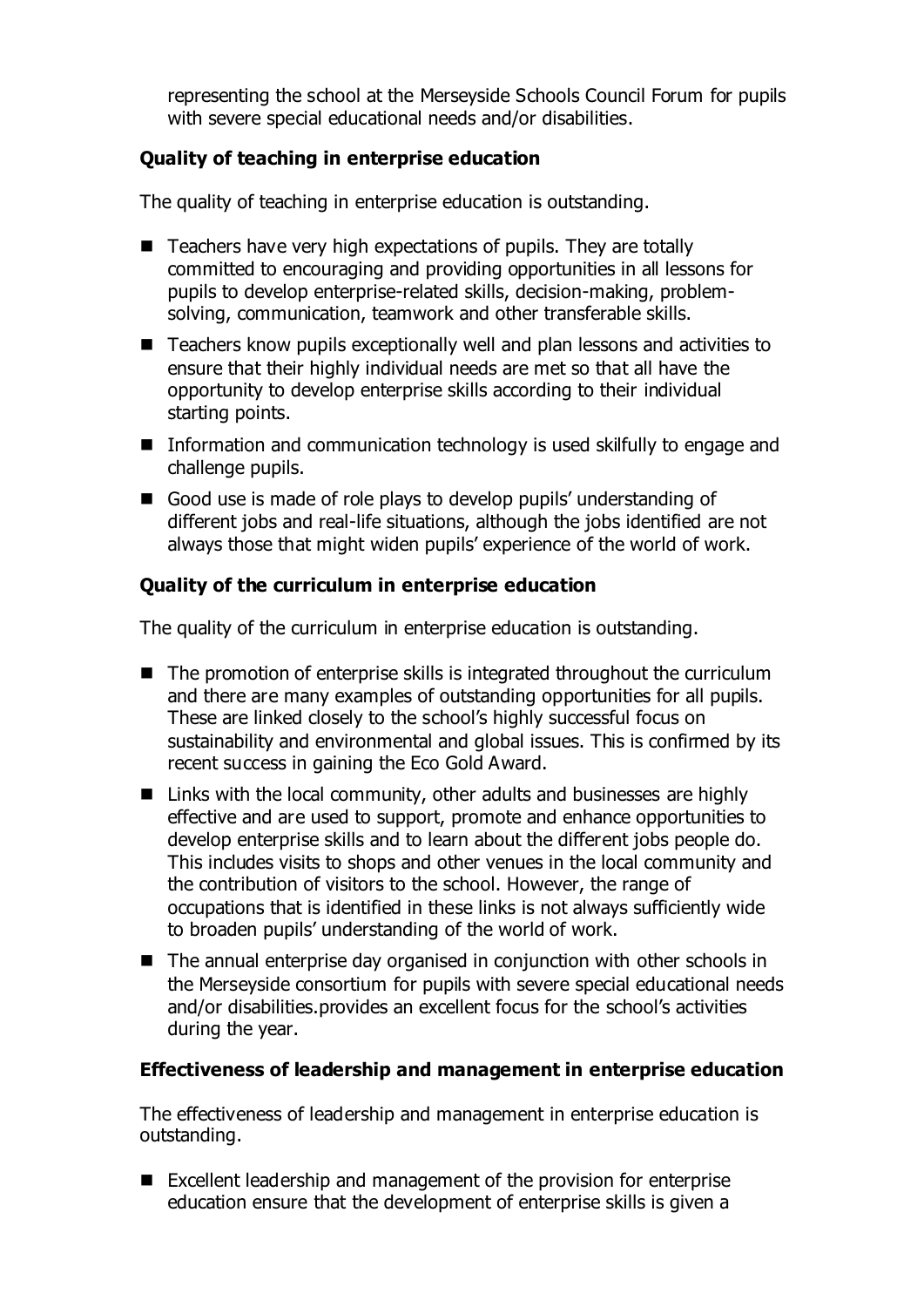representing the school at the Merseyside Schools Council Forum for pupils with severe special educational needs and/or disabilities.

**Quality of teaching in enterprise education**

The quality of teaching in enterprise education is outstanding.

- Teachers have very high expectations of pupils. They are totally committed to encouraging and providing opportunities in all lessons for pupils to develop enterprise-related skills, decision-making, problem-solving, communication, teamwork and other transferable skills.
- Teachers know pupils exceptionally well and plan lessons and activities to ensure that their highly individual needs are met so that all have the opportunity to develop enterprise skills according to their individual starting points.
- Information and communication technology is used skilfully to engage and challenge pupils.
- Good use is made of role plays to develop pupils' understanding of different jobs and real-life situations, although the jobs identified are not always those that might widen pupils' experience of the world of work.

**Quality of the curriculum in enterprise education**

The quality of the curriculum in enterprise education is outstanding.

- The promotion of enterprise skills is integrated throughout the curriculum and there are many examples of outstanding opportunities for all pupils. These are linked closely to the school's highly successful focus on sustainability and environmental and global issues. This is confirmed by its recent success in gaining the Eco Gold Award.
- Links with the local community, other adults and businesses are highly effective and are used to support, promote and enhance opportunities to develop enterprise skills and to learn about the different jobs people do. This includes visits to shops and other venues in the local community and the contribution of visitors to the school. However, the range of occupations that is identified in these links is not always sufficiently wide to broaden pupils' understanding of the world of work.
- The annual enterprise day organised in conjunction with other schools in the Merseyside consortium for pupils with severe special educational needs and/or disabilities.provides an excellent focus for the school's activities during the year.

**Effectiveness of leadership and management in enterprise education**

The effectiveness of leadership and management in enterprise education is outstanding.

- Excellent leadership and management of the provision for enterprise education ensure that the development of enterprise skills is given a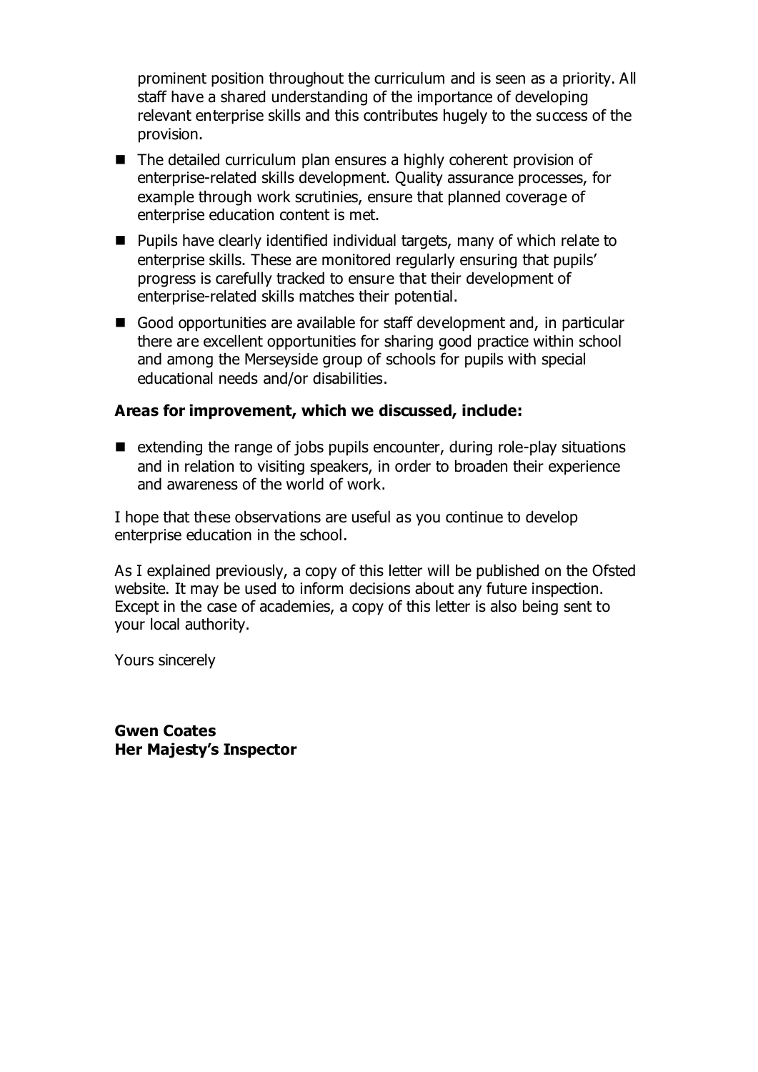prominent position throughout the curriculum and is seen as a priority. All staff have a shared understanding of the importance of developing relevant enterprise skills and this contributes hugely to the success of the provision.

- The detailed curriculum plan ensures a highly coherent provision of enterprise-related skills development. Quality assurance processes, for example through work scrutinies, ensure that planned coverage of enterprise education content is met.
- Pupils have clearly identified individual targets, many of which relate to enterprise skills. These are monitored regularly ensuring that pupils' progress is carefully tracked to ensure that their development of enterprise-related skills matches their potential.
- Good opportunities are available for staff development and, in particular there are excellent opportunities for sharing good practice within school and among the Merseyside group of schools for pupils with special educational needs and/or disabilities.

**Areas for improvement, which we discussed, include:**

- extending the range of jobs pupils encounter, during role-play situations and in relation to visiting speakers, in order to broaden their experience and awareness of the world of work.

I hope that these observations are useful as you continue to develop enterprise education in the school.

As I explained previously, a copy of this letter will be published on the Ofsted website. It may be used to inform decisions about any future inspection. Except in the case of academies, a copy of this letter is also being sent to your local authority.

Yours sincerely

**Gwen Coates**
**Her Majesty's Inspector**